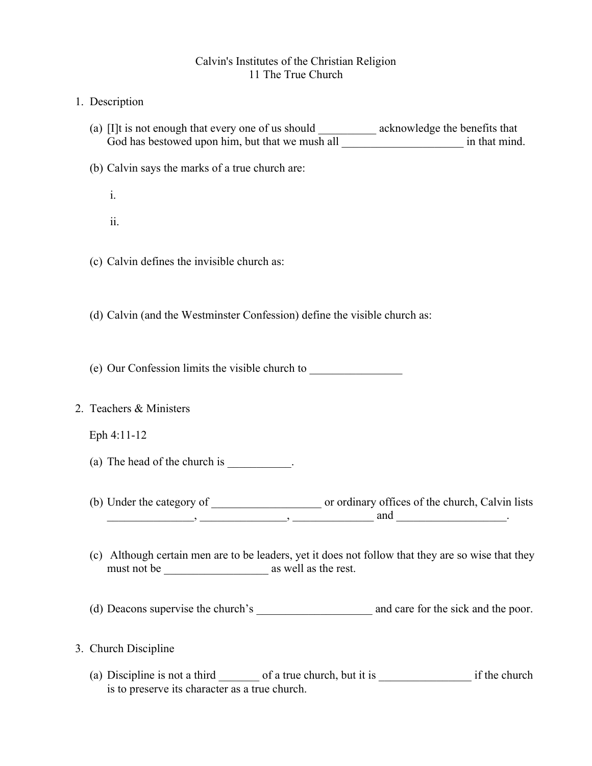# Calvin's Institutes of the Christian Religion
## 11 The True Church

1. Description

   (a) [I]t is not enough that every one of us should __________ acknowledge the benefits that God has bestowed upon him, but that we mush all _____________________ in that mind.

   (b) Calvin says the marks of a true church are:

      i.

      ii.

   (c) Calvin defines the invisible church as:

   (d) Calvin (and the Westminster Confession) define the visible church as:

   (e) Our Confession limits the visible church to ________________

2. Teachers & Ministers

   Eph 4:11-12

   (a) The head of the church is ___________.

   (b) Under the category of ___________________ or ordinary offices of the church, Calvin lists _______________, _______________, ______________ and ___________________.

   (c) Although certain men are to be leaders, yet it does not follow that they are so wise that they must not be __________________ as well as the rest.

   (d) Deacons supervise the church's ____________________ and care for the sick and the poor.

3. Church Discipline

   (a) Discipline is not a third _______ of a true church, but it is ________________ if the church is to preserve its character as a true church.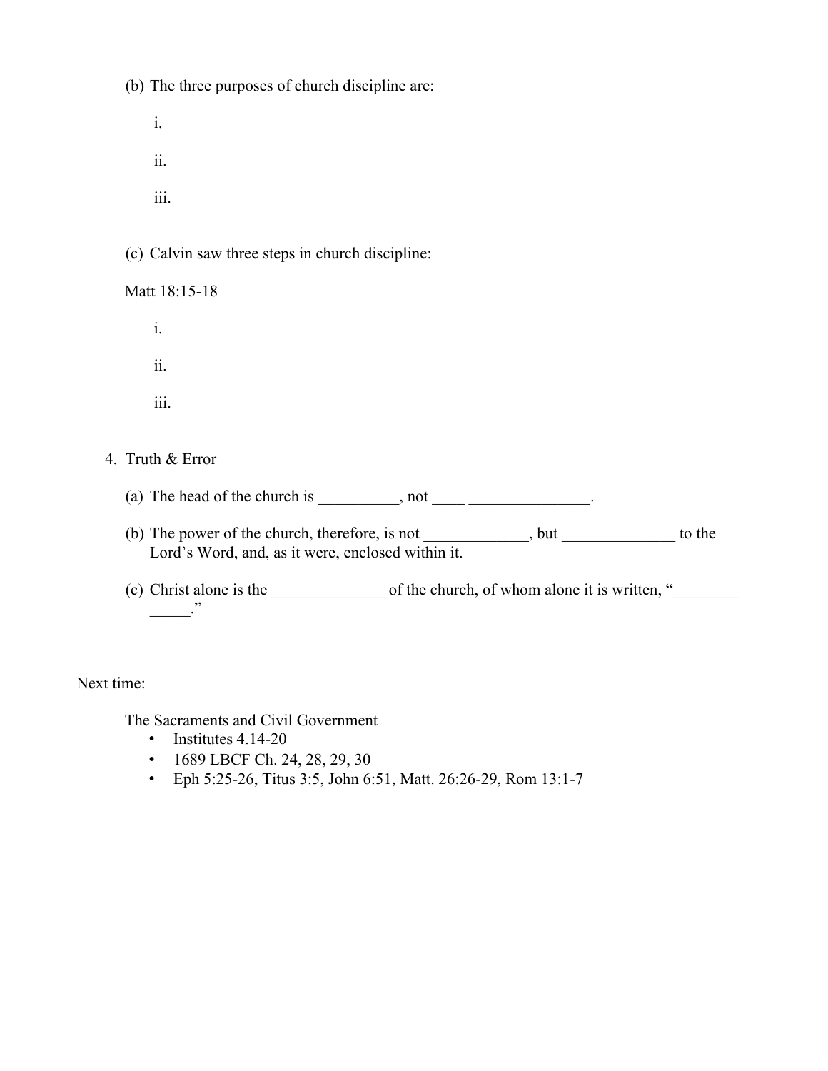(b) The three purposes of church discipline are:

i.

ii.

iii.

(c) Calvin saw three steps in church discipline:

Matt 18:15-18

i.

ii.

iii.

4. Truth & Error

(a) The head of the church is __________, not ____ _______________.

(b) The power of the church, therefore, is not _____________, but ______________ to the Lord's Word, and, as it were, enclosed within it.

(c) Christ alone is the ______________ of the church, of whom alone it is written, "________ _____."

Next time:

The Sacraments and Civil Government

- Institutes 4.14-20
- 1689 LBCF Ch. 24, 28, 29, 30
- Eph 5:25-26, Titus 3:5, John 6:51, Matt. 26:26-29, Rom 13:1-7